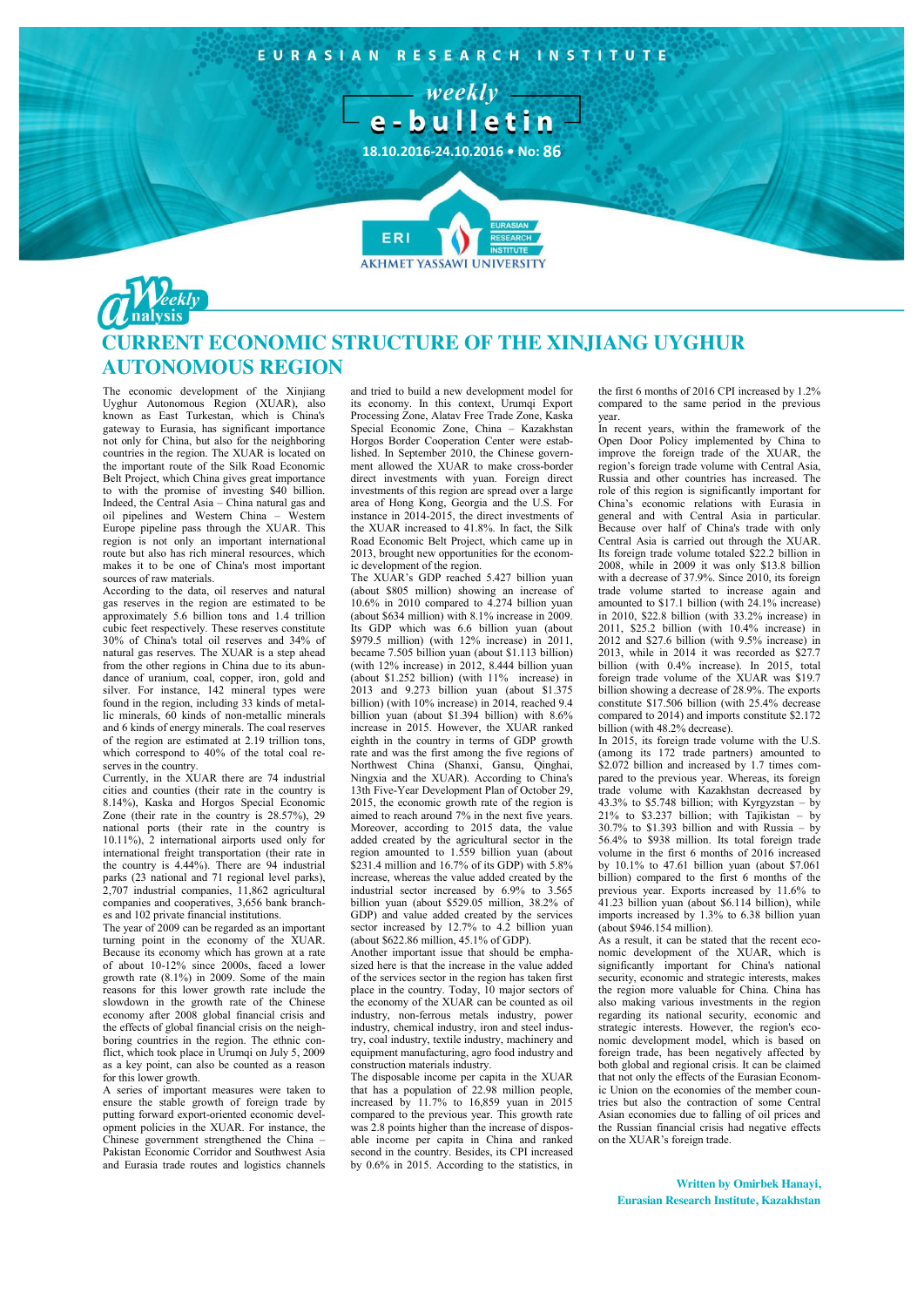EURASIAN RESEARCH INSTITUTE

weekly
e-bulletin

18.10.2016-24.10.2016 • No: 86

ERI EURASIAN RESEARCH INSTITUTE
AKHMET YASSAWI UNIVERSITY

Weekly Analysis

# CURRENT ECONOMIC STRUCTURE OF THE XINJIANG UYGHUR AUTONOMOUS REGION

The economic development of the Xinjiang Uyghur Autonomous Region (XUAR), also known as East Turkestan, which is China's gateway to Eurasia, has significant importance not only for China, but also for the neighboring countries in the region. The XUAR is located on the important route of the Silk Road Economic Belt Project, which China gives great importance to with the promise of investing $40 billion. Indeed, the Central Asia – China natural gas and oil pipelines and Western China – Western Europe pipeline pass through the XUAR. This region is not only an important international route but also has rich mineral resources, which makes it to be one of China's most important sources of raw materials.

According to the data, oil reserves and natural gas reserves in the region are estimated to be approximately 5.6 billion tons and 1.4 trillion cubic feet respectively. These reserves constitute 30% of China's total oil reserves and 34% of natural gas reserves. The XUAR is a step ahead from the other regions in China due to its abundance of uranium, coal, copper, iron, gold and silver. For instance, 142 mineral types were found in the region, including 33 kinds of metallic minerals, 60 kinds of non-metallic minerals and 6 kinds of energy minerals. The coal reserves of the region are estimated at 2.19 trillion tons, which correspond to 40% of the total coal reserves in the country.

Currently, in the XUAR there are 74 industrial cities and counties (their rate in the country is 8.14%), Kaska and Horgos Special Economic Zone (their rate in the country is 28.57%), 29 national ports (their rate in the country is 10.11%), 2 international airports used only for international freight transportation (their rate in the country is 4.44%). There are 94 industrial parks (23 national and 71 regional level parks), 2,707 industrial companies, 11,862 agricultural companies and cooperatives, 3,656 bank branches and 102 private financial institutions.

The year of 2009 can be regarded as an important turning point in the economy of the XUAR. Because its economy which has grown at a rate of about 10-12% since 2000s, faced a lower growth rate (8.1%) in 2009. Some of the main reasons for this lower growth rate include the slowdown in the growth rate of the Chinese economy after 2008 global financial crisis and the effects of global financial crisis on the neighboring countries in the region. The ethnic conflict, which took place in Urumqi on July 5, 2009 as a key point, can also be counted as a reason for this lower growth.

A series of important measures were taken to ensure the stable growth of foreign trade by putting forward export-oriented economic development policies in the XUAR. For instance, the Chinese government strengthened the China – Pakistan Economic Corridor and Southwest Asia and Eurasia trade routes and logistics channels and tried to build a new development model for its economy. In this context, Urumqi Export Processing Zone, Alatav Free Trade Zone, Kaska Special Economic Zone, China – Kazakhstan Horgos Border Cooperation Center were established. In September 2010, the Chinese government allowed the XUAR to make cross-border direct investments with yuan. Foreign direct investments of this region are spread over a large area of Hong Kong, Georgia and the U.S. For instance in 2014-2015, the direct investments of the XUAR increased to 41.8%. In fact, the Silk Road Economic Belt Project, which came up in 2013, brought new opportunities for the economic development of the region.

The XUAR's GDP reached 5.427 billion yuan (about $805 million) showing an increase of 10.6% in 2010 compared to 4.274 billion yuan (about $634 million) with 8.1% increase in 2009. Its GDP which was 6.6 billion yuan (about $979.5 million) (with 12% increase) in 2011, became 7.505 billion yuan (about $1.113 billion) (with 12% increase) in 2012, 8.444 billion yuan (about $1.252 billion) (with 11% increase) in 2013 and 9.273 billion yuan (about $1.375 billion) (with 10% increase) in 2014, reached 9.4 billion yuan (about $1.394 billion) with 8.6% increase in 2015. However, the XUAR ranked eighth in the country in terms of GDP growth rate and was the first among the five regions of Northwest China (Shanxi, Gansu, Qinghai, Ningxia and the XUAR). According to China's 13th Five-Year Development Plan of October 29, 2015, the economic growth rate of the region is aimed to reach around 7% in the next five years. Moreover, according to 2015 data, the value added created by the agricultural sector in the region amounted to 1.559 billion yuan (about $231.4 million and 16.7% of its GDP) with 5.8% increase, whereas the value added created by the industrial sector increased by 6.9% to 3.565 billion yuan (about $529.05 million, 38.2% of GDP) and value added created by the services sector increased by 12.7% to 4.2 billion yuan (about $622.86 million, 45.1% of GDP).

Another important issue that should be emphasized here is that the increase in the value added of the services sector in the region has taken first place in the country. Today, 10 major sectors of the economy of the XUAR can be counted as oil industry, non-ferrous metals industry, power industry, chemical industry, iron and steel industry, coal industry, textile industry, machinery and equipment manufacturing, agro food industry and construction materials industry.

The disposable income per capita in the XUAR that has a population of 22.98 million people, increased by 11.7% to 16,859 yuan in 2015 compared to the previous year. This growth rate was 2.8 points higher than the increase of disposable income per capita in China and ranked second in the country. Besides, its CPI increased by 0.6% in 2015. According to the statistics, in the first 6 months of 2016 CPI increased by 1.2% compared to the same period in the previous year.

In recent years, within the framework of the Open Door Policy implemented by China to improve the foreign trade of the XUAR, the region's foreign trade volume with Central Asia, Russia and other countries has increased. The role of this region is significantly important for China's economic relations with Eurasia in general and with Central Asia in particular. Because over half of China's trade with only Central Asia is carried out through the XUAR. Its foreign trade volume totaled $22.2 billion in 2008, while in 2009 it was only $13.8 billion with a decrease of 37.9%. Since 2010, its foreign trade volume started to increase again and amounted to $17.1 billion (with 24.1% increase) in 2010, $22.8 billion (with 33.2% increase) in 2011, $25.2 billion (with 10.4% increase) in 2012 and $27.6 billion (with 9.5% increase) in 2013, while in 2014 it was recorded as $27.7 billion (with 0.4% increase). In 2015, total foreign trade volume of the XUAR was $19.7 billion showing a decrease of 28.9%. The exports constitute $17.506 billion (with 25.4% decrease compared to 2014) and imports constitute $2.172 billion (with 48.2% decrease).

In 2015, its foreign trade volume with the U.S. (among its 172 trade partners) amounted to $2.072 billion and increased by 1.7 times compared to the previous year. Whereas, its foreign trade volume with Kazakhstan decreased by 43.3% to $5.748 billion; with Kyrgyzstan – by 21% to $3.237 billion; with Tajikistan – by 30.7% to $1.393 billion and with Russia – by 56.4% to $938 million. Its total foreign trade volume in the first 6 months of 2016 increased by 10.1% to 47.61 billion yuan (about $7.061 billion) compared to the first 6 months of the previous year. Exports increased by 11.6% to 41.23 billion yuan (about $6.114 billion), while imports increased by 1.3% to 6.38 billion yuan (about $946.154 million).

As a result, it can be stated that the recent economic development of the XUAR, which is significantly important for China's national security, economic and strategic interests, makes the region more valuable for China. China has also making various investments in the region regarding its national security, economic and strategic interests. However, the region's economic development model, which is based on foreign trade, has been negatively affected by both global and regional crisis. It can be claimed that not only the effects of the Eurasian Economic Union on the economies of the member countries but also the contraction of some Central Asian economies due to falling of oil prices and the Russian financial crisis had negative effects on the XUAR's foreign trade.

**Written by Omirbek Hanayi,**
**Eurasian Research Institute, Kazakhstan**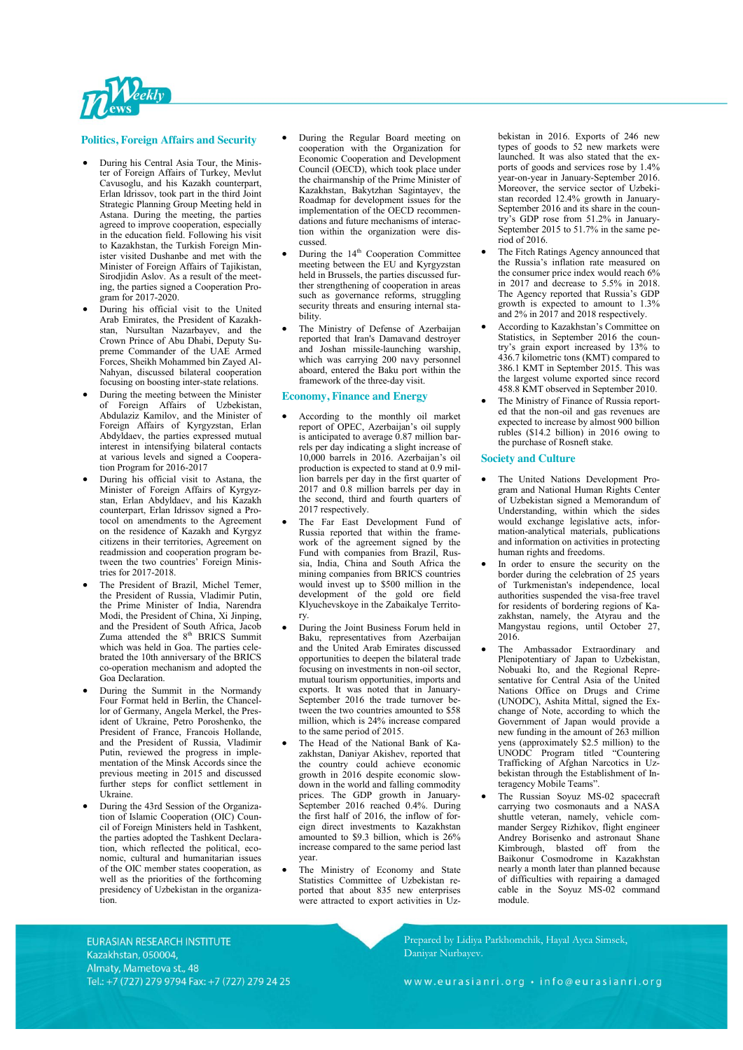## Politics, Foreign Affairs and Security

- During his Central Asia Tour, the Minister of Foreign Affairs of Turkey, Mevlut Cavusoglu, and his Kazakh counterpart, Erlan Idrissov, took part in the third Joint Strategic Planning Group Meeting held in Astana. During the meeting, the parties agreed to improve cooperation, especially in the education field. Following his visit to Kazakhstan, the Turkish Foreign Minister visited Dushanbe and met with the Minister of Foreign Affairs of Tajikistan, Sirodjidin Aslov. As a result of the meeting, the parties signed a Cooperation Program for 2017-2020.
- During his official visit to the United Arab Emirates, the President of Kazakhstan, Nursultan Nazarbayev, and the Crown Prince of Abu Dhabi, Deputy Supreme Commander of the UAE Armed Forces, Sheikh Mohammed bin Zayed Al-Nahyan, discussed bilateral cooperation focusing on boosting inter-state relations.
- During the meeting between the Minister of Foreign Affairs of Uzbekistan, Abdulaziz Kamilov, and the Minister of Foreign Affairs of Kyrgyzstan, Erlan Abdyldaev, the parties expressed mutual interest in intensifying bilateral contacts at various levels and signed a Cooperation Program for 2016-2017
- During his official visit to Astana, the Minister of Foreign Affairs of Kyrgyzstan, Erlan Abdyldaev, and his Kazakh counterpart, Erlan Idrissov signed a Protocol on amendments to the Agreement on the residence of Kazakh and Kyrgyz citizens in their territories, Agreement on readmission and cooperation program between the two countries' Foreign Ministries for 2017-2018.
- The President of Brazil, Michel Temer, the President of Russia, Vladimir Putin, the Prime Minister of India, Narendra Modi, the President of China, Xi Jinping, and the President of South Africa, Jacob Zuma attended the 8th BRICS Summit which was held in Goa. The parties celebrated the 10th anniversary of the BRICS co-operation mechanism and adopted the Goa Declaration.
- During the Summit in the Normandy Four Format held in Berlin, the Chancellor of Germany, Angela Merkel, the President of Ukraine, Petro Poroshenko, the President of France, Francois Hollande, and the President of Russia, Vladimir Putin, reviewed the progress in implementation of the Minsk Accords since the previous meeting in 2015 and discussed further steps for conflict settlement in Ukraine.
- During the 43rd Session of the Organization of Islamic Cooperation (OIC) Council of Foreign Ministers held in Tashkent, the parties adopted the Tashkent Declaration, which reflected the political, economic, cultural and humanitarian issues of the OIC member states cooperation, as well as the priorities of the forthcoming presidency of Uzbekistan in the organization.
- During the Regular Board meeting on cooperation with the Organization for Economic Cooperation and Development Council (OECD), which took place under the chairmanship of the Prime Minister of Kazakhstan, Bakytzhan Sagintayev, the Roadmap for development issues for the implementation of the OECD recommendations and future mechanisms of interaction within the organization were discussed.
- During the 14th Cooperation Committee meeting between the EU and Kyrgyzstan held in Brussels, the parties discussed further strengthening of cooperation in areas such as governance reforms, struggling security threats and ensuring internal stability.
- The Ministry of Defense of Azerbaijan reported that Iran's Damavand destroyer and Joshan missile-launching warship, which was carrying 200 navy personnel aboard, entered the Baku port within the framework of the three-day visit.

## Economy, Finance and Energy

- According to the monthly oil market report of OPEC, Azerbaijan's oil supply is anticipated to average 0.87 million barrels per day indicating a slight increase of 10,000 barrels in 2016. Azerbaijan's oil production is expected to stand at 0.9 million barrels per day in the first quarter of 2017 and 0.8 million barrels per day in the second, third and fourth quarters of 2017 respectively.
- The Far East Development Fund of Russia reported that within the framework of the agreement signed by the Fund with companies from Brazil, Russia, India, China and South Africa the mining companies from BRICS countries would invest up to $500 million in the development of the gold ore field Klyuchevskoye in the Zabaikalye Territory.
- During the Joint Business Forum held in Baku, representatives from Azerbaijan and the United Arab Emirates discussed opportunities to deepen the bilateral trade focusing on investments in non-oil sector, mutual tourism opportunities, imports and exports. It was noted that in January-September 2016 the trade turnover between the two countries amounted to $58 million, which is 24% increase compared to the same period of 2015.
- The Head of the National Bank of Kazakhstan, Daniyar Akishev, reported that the country could achieve economic growth in 2016 despite economic slowdown in the world and falling commodity prices. The GDP growth in January-September 2016 reached 0.4%. During the first half of 2016, the inflow of foreign direct investments to Kazakhstan amounted to $9.3 billion, which is 26% increase compared to the same period last year.
- The Ministry of Economy and State Statistics Committee of Uzbekistan reported that about 835 new enterprises were attracted to export activities in Uzbekistan in 2016. Exports of 246 new types of goods to 52 new markets were launched. It was also stated that the exports of goods and services rose by 1.4% year-on-year in January-September 2016. Moreover, the service sector of Uzbekistan recorded 12.4% growth in January-September 2016 and its share in the country's GDP rose from 51.2% in January-September 2015 to 51.7% in the same period of 2016.
- The Fitch Ratings Agency announced that the Russia's inflation rate measured on the consumer price index would reach 6% in 2017 and decrease to 5.5% in 2018. The Agency reported that Russia's GDP growth is expected to amount to 1.3% and 2% in 2017 and 2018 respectively.
- According to Kazakhstan's Committee on Statistics, in September 2016 the country's grain export increased by 13% to 436.7 kilometric tons (KMT) compared to 386.1 KMT in September 2015. This was the largest volume exported since record 458.8 KMT observed in September 2010.
- The Ministry of Finance of Russia reported that the non-oil and gas revenues are expected to increase by almost 900 billion rubles ($14.2 billion) in 2016 owing to the purchase of Rosneft stake.

## Society and Culture

- The United Nations Development Program and National Human Rights Center of Uzbekistan signed a Memorandum of Understanding, within which the sides would exchange legislative acts, information-analytical materials, publications and information on activities in protecting human rights and freedoms.
- In order to ensure the security on the border during the celebration of 25 years of Turkmenistan's independence, local authorities suspended the visa-free travel for residents of bordering regions of Kazakhstan, namely, the Atyrau and the Mangystau regions, until October 27, 2016.
- The Ambassador Extraordinary and Plenipotentiary of Japan to Uzbekistan, Nobuaki Ito, and the Regional Representative for Central Asia of the United Nations Office on Drugs and Crime (UNODC), Ashita Mittal, signed the Exchange of Note, according to which the Government of Japan would provide a new funding in the amount of 263 million yens (approximately $2.5 million) to the UNODC Program titled "Countering Trafficking of Afghan Narcotics in Uzbekistan through the Establishment of Interagency Mobile Teams".
- The Russian Soyuz MS-02 spacecraft carrying two cosmonauts and a NASA shuttle veteran, namely, vehicle commander Sergey Rizhikov, flight engineer Andrey Borisenko and astronaut Shane Kimbrough, blasted off from the Baikonur Cosmodrome in Kazakhstan nearly a month later than planned because of difficulties with repairing a damaged cable in the Soyuz MS-02 command module.

EURASIAN RESEARCH INSTITUTE
Kazakhstan, 050004,
Almaty, Mametova st., 48
Tel.: +7 (727) 279 9794 Fax: +7 (727) 279 24 25

Prepared by Lidiya Parkhomchik, Hayal Ayca Simsek, Daniyar Nurbayev.

www.eurasianri.org • info@eurasianri.org